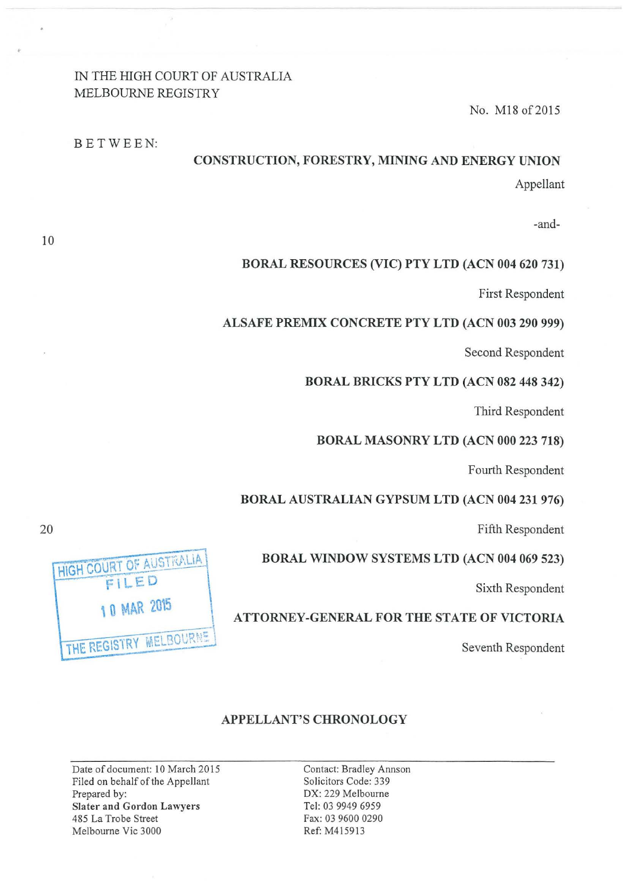IN THE HIGH COURT OF AUSTRALIA
MELBOURNE REGISTRY

No. M18 of 2015

BETWEEN:

**CONSTRUCTION, FORESTRY, MINING AND ENERGY UNION**

Appellant

-and-

**BORAL RESOURCES (VIC) PTY LTD (ACN 004 620 731)**

First Respondent

**ALSAFE PREMIX CONCRETE PTY LTD (ACN 003 290 999)**

Second Respondent

**BORAL BRICKS PTY LTD (ACN 082 448 342)**

Third Respondent

**BORAL MASONRY LTD (ACN 000 223 718)**

Fourth Respondent

**BORAL AUSTRALIAN GYPSUM LTD (ACN 004 231 976)**

Fifth Respondent

**BORAL WINDOW SYSTEMS LTD (ACN 004 069 523)**

Sixth Respondent

**ATTORNEY-GENERAL FOR THE STATE OF VICTORIA**

Seventh Respondent

HIGH COURT OF AUSTRALIA
FILED
10 MAR 2015
THE REGISTRY MELBOURNE

## APPELLANT'S CHRONOLOGY

Date of document: 10 March 2015
Filed on behalf of the Appellant
Prepared by:
**Slater and Gordon Lawyers**
485 La Trobe Street
Melbourne Vic 3000

Contact: Bradley Annson
Solicitors Code: 339
DX: 229 Melbourne
Tel: 03 9949 6959
Fax: 03 9600 0290
Ref: M415913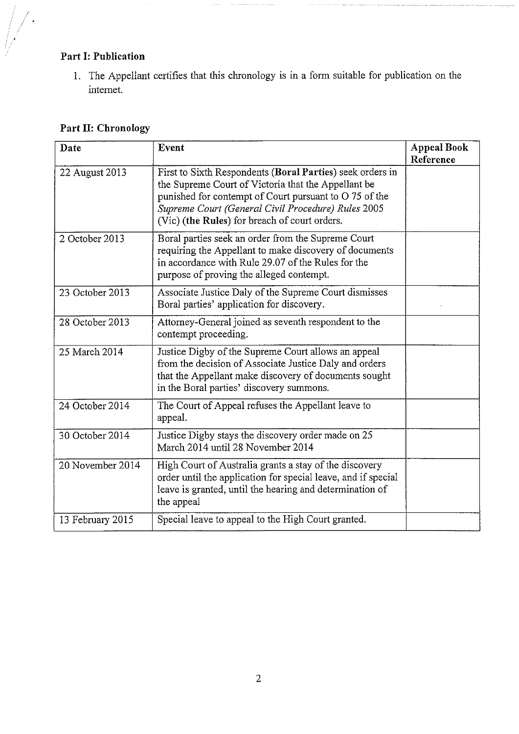**Part I: Publication**

1. The Appellant certifies that this chronology is in a form suitable for publication on the internet.

**Part II: Chronology**

| Date | Event | Appeal Book Reference |
|---|---|---|
| 22 August 2013 | First to Sixth Respondents (**Boral Parties**) seek orders in the Supreme Court of Victoria that the Appellant be punished for contempt of Court pursuant to O 75 of the *Supreme Court (General Civil Procedure) Rules* 2005 (Vic) (**the Rules**) for breach of court orders. | |
| 2 October 2013 | Boral parties seek an order from the Supreme Court requiring the Appellant to make discovery of documents in accordance with Rule 29.07 of the Rules for the purpose of proving the alleged contempt. | |
| 23 October 2013 | Associate Justice Daly of the Supreme Court dismisses Boral parties' application for discovery. | |
| 28 October 2013 | Attorney-General joined as seventh respondent to the contempt proceeding. | |
| 25 March 2014 | Justice Digby of the Supreme Court allows an appeal from the decision of Associate Justice Daly and orders that the Appellant make discovery of documents sought in the Boral parties' discovery summons. | |
| 24 October 2014 | The Court of Appeal refuses the Appellant leave to appeal. | |
| 30 October 2014 | Justice Digby stays the discovery order made on 25 March 2014 until 28 November 2014 | |
| 20 November 2014 | High Court of Australia grants a stay of the discovery order until the application for special leave, and if special leave is granted, until the hearing and determination of the appeal | |
| 13 February 2015 | Special leave to appeal to the High Court granted. | |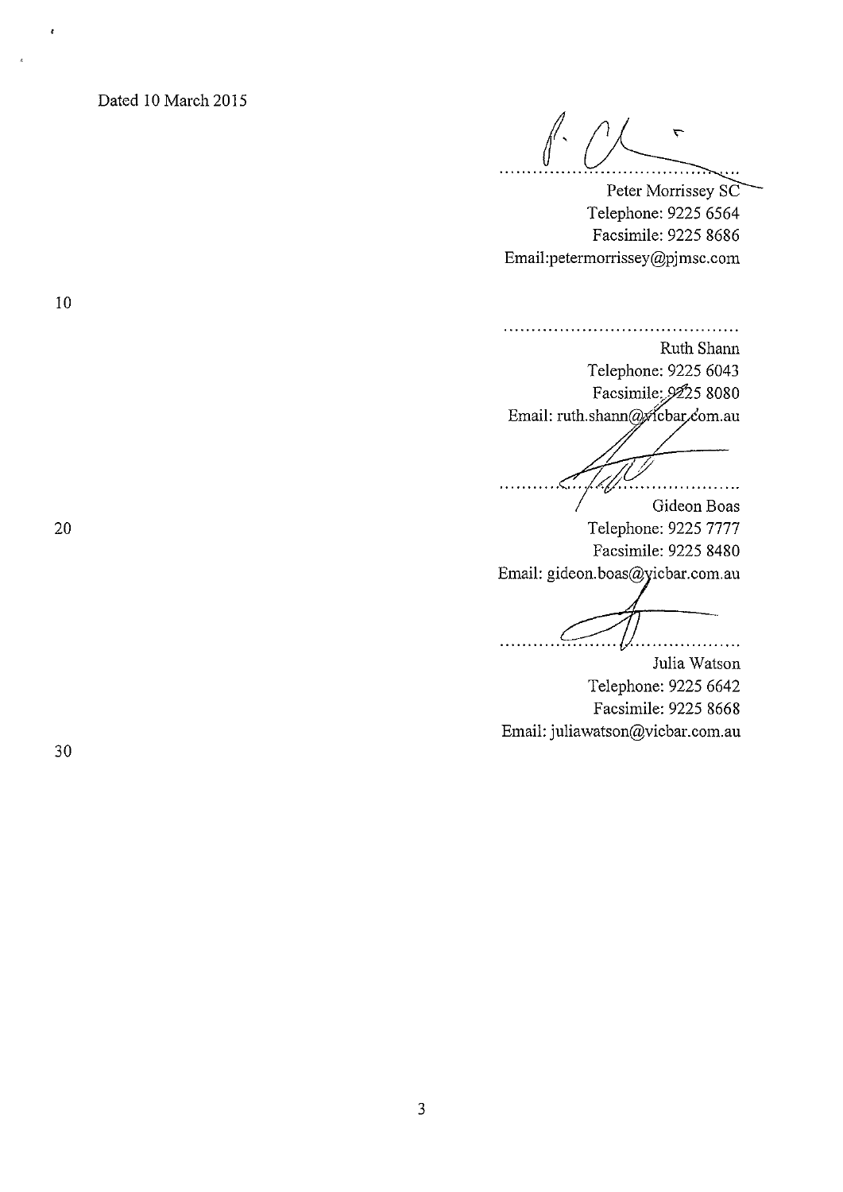Dated 10 March 2015

........................................
Peter Morrissey SC
Telephone: 9225 6564
Facsimile: 9225 8686
Email:petermorrissey@pjmsc.com

........................................
Ruth Shann
Telephone: 9225 6043
Facsimile: 9225 8080
Email: ruth.shann@vicbar.com.au

........................................
Gideon Boas
Telephone: 9225 7777
Facsimile: 9225 8480
Email: gideon.boas@vicbar.com.au

........................................
Julia Watson
Telephone: 9225 6642
Facsimile: 9225 8668
Email: juliawatson@vicbar.com.au